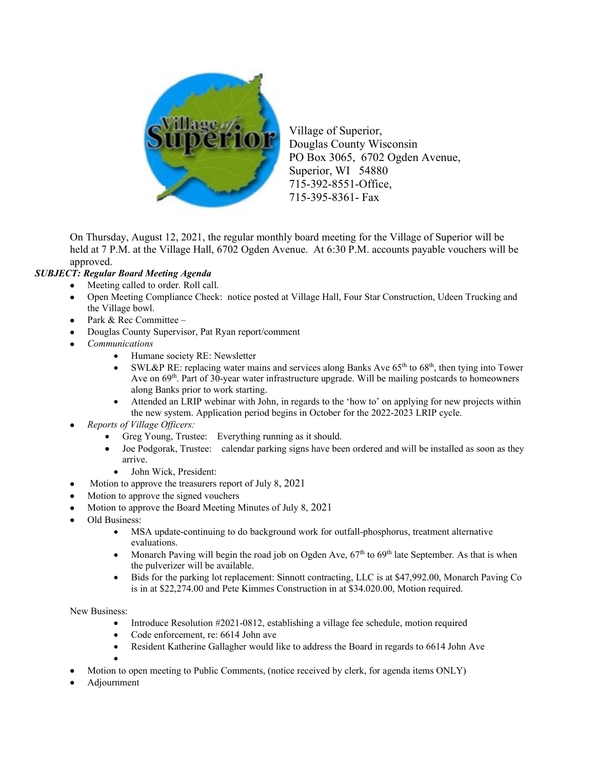Village of Superior,
Douglas County Wisconsin
PO Box 3065, 6702 Ogden Avenue,
Superior, WI 54880
715-392-8551-Office,
715-395-8361- Fax

On Thursday, August 12, 2021, the regular monthly board meeting for the Village of Superior will be held at 7 P.M. at the Village Hall, 6702 Ogden Avenue. At 6:30 P.M. accounts payable vouchers will be approved.

***SUBJECT: Regular Board Meeting Agenda***

- Meeting called to order. Roll call.
- Open Meeting Compliance Check: notice posted at Village Hall, Four Star Construction, Udeen Trucking and the Village bowl.
- Park & Rec Committee –
- Douglas County Supervisor, Pat Ryan report/comment
- *Communications*
    - Humane society RE: Newsletter
    - SWL&P RE: replacing water mains and services along Banks Ave 65th to 68th, then tying into Tower Ave on 69th. Part of 30-year water infrastructure upgrade. Will be mailing postcards to homeowners along Banks prior to work starting.
    - Attended an LRIP webinar with John, in regards to the 'how to' on applying for new projects within the new system. Application period begins in October for the 2022-2023 LRIP cycle.
- *Reports of Village Officers:*
    - Greg Young, Trustee: Everything running as it should.
    - Joe Podgorak, Trustee: calendar parking signs have been ordered and will be installed as soon as they arrive.
    - John Wick, President:
- Motion to approve the treasurers report of July 8, 2021
- Motion to approve the signed vouchers
- Motion to approve the Board Meeting Minutes of July 8, 2021
- Old Business:
    - MSA update-continuing to do background work for outfall-phosphorus, treatment alternative evaluations.
    - Monarch Paving will begin the road job on Ogden Ave, 67th to 69th late September. As that is when the pulverizer will be available.
    - Bids for the parking lot replacement: Sinnott contracting, LLC is at $47,992.00, Monarch Paving Co is in at $22,274.00 and Pete Kimmes Construction in at $34.020.00, Motion required.

New Business:

- Introduce Resolution #2021-0812, establishing a village fee schedule, motion required
- Code enforcement, re: 6614 John ave
- Resident Katherine Gallagher would like to address the Board in regards to 6614 John Ave
- 

- Motion to open meeting to Public Comments, (notice received by clerk, for agenda items ONLY)
- Adjournment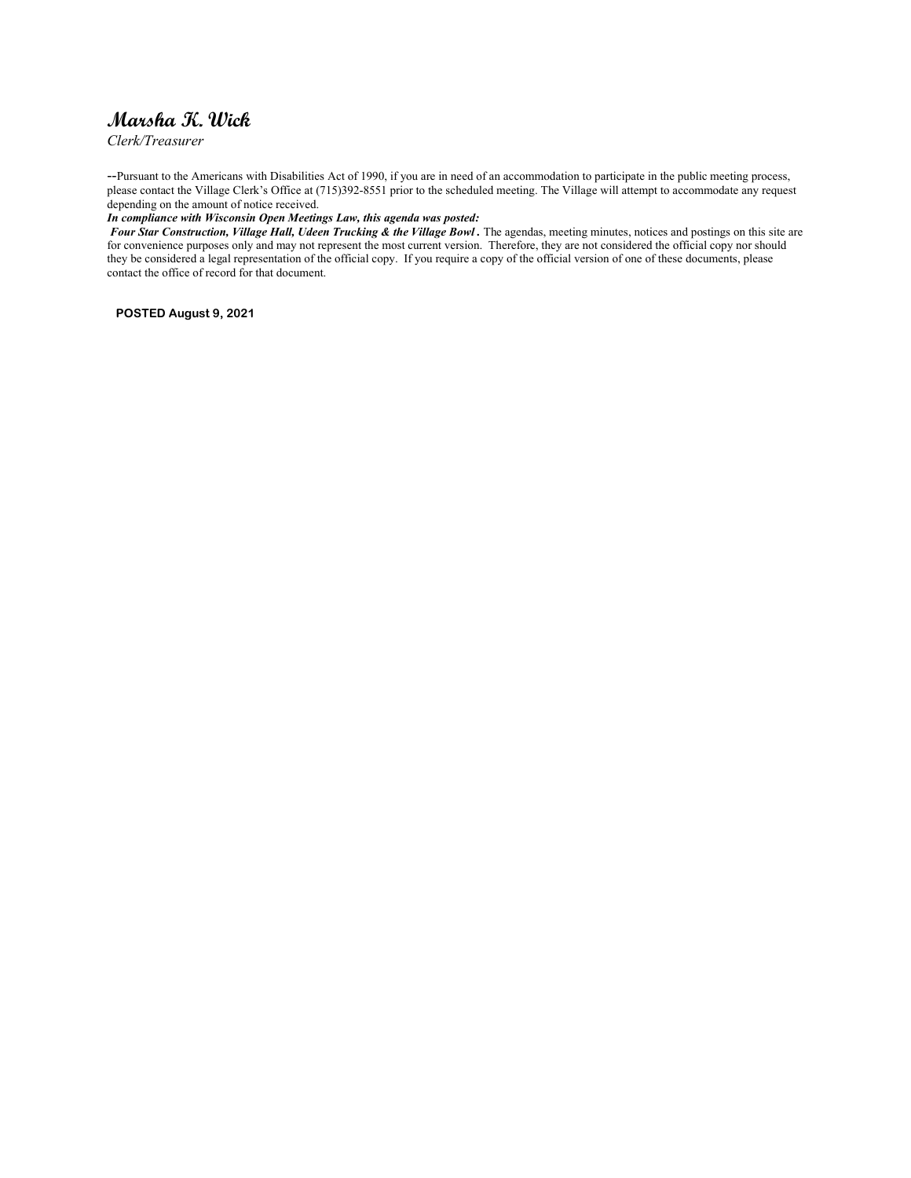***Marsha K. Wick***
*Clerk/Treasurer*

--Pursuant to the Americans with Disabilities Act of 1990, if you are in need of an accommodation to participate in the public meeting process, please contact the Village Clerk's Office at (715)392-8551 prior to the scheduled meeting. The Village will attempt to accommodate any request depending on the amount of notice received.

***In compliance with Wisconsin Open Meetings Law, this agenda was posted:***
***Four Star Construction, Village Hall, Udeen Trucking & the Village Bowl .*** The agendas, meeting minutes, notices and postings on this site are for convenience purposes only and may not represent the most current version. Therefore, they are not considered the official copy nor should they be considered a legal representation of the official copy. If you require a copy of the official version of one of these documents, please contact the office of record for that document.

**POSTED August 9, 2021**